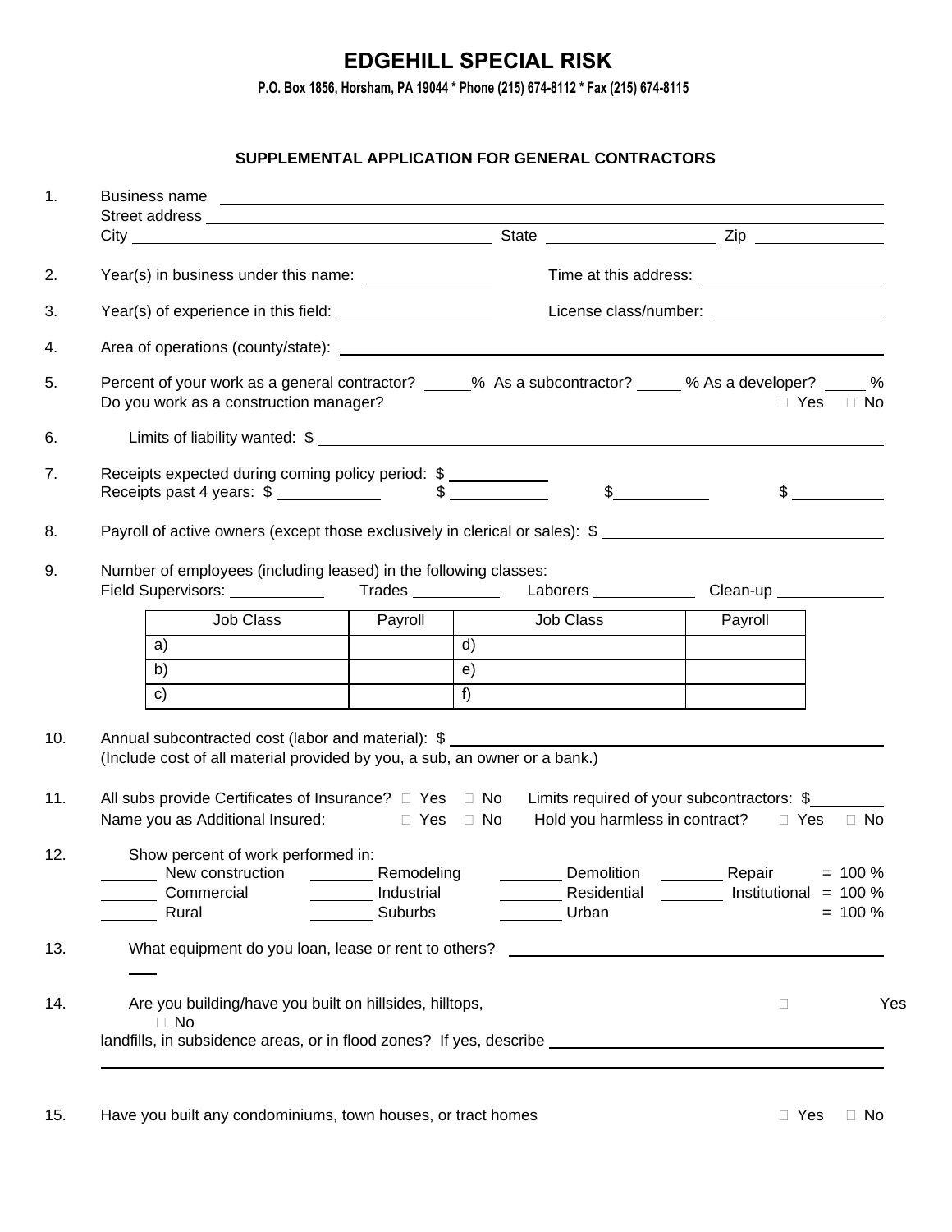# EDGEHILL SPECIAL RISK

**P.O. Box 1856, Horsham, PA 19044 * Phone (215) 674-8112 * Fax (215) 674-8115**

## SUPPLEMENTAL APPLICATION FOR GENERAL CONTRACTORS

1. Business name \_\_\_\_\_\_\_\_\_\_\_\_\_\_\_\_\_\_\_\_\_\_\_\_\_\_\_\_\_\_\_\_\_\_\_\_\_\_\_\_
   Street address \_\_\_\_\_\_\_\_\_\_\_\_\_\_\_\_\_\_\_\_\_\_\_\_\_\_\_\_\_\_\_\_\_\_\_\_\_\_\_\_
   City \_\_\_\_\_\_\_\_\_\_\_\_\_\_\_\_\_\_\_\_ State \_\_\_\_\_\_\_\_\_\_ Zip \_\_\_\_\_\_\_\_

2. Year(s) in business under this name: \_\_\_\_\_\_\_\_ Time at this address: \_\_\_\_\_\_\_\_

3. Year(s) of experience in this field: \_\_\_\_\_\_\_\_ License class/number: \_\_\_\_\_\_\_\_

4. Area of operations (county/state): \_\_\_\_\_\_\_\_\_\_\_\_\_\_\_\_\_\_\_\_

5. Percent of your work as a general contractor? \_\_\_\_% As a subcontractor? \_\_\_\_ % As a developer? \_\_\_\_ %
   Do you work as a construction manager? ☐ Yes ☐ No

6. Limits of liability wanted: $ \_\_\_\_\_\_\_\_\_\_\_\_\_\_\_\_\_\_\_\_

7. Receipts expected during coming policy period: $ \_\_\_\_\_\_\_\_
   Receipts past 4 years: $ \_\_\_\_\_\_\_\_ $ \_\_\_\_\_\_\_\_ $ \_\_\_\_\_\_\_\_ $ \_\_\_\_\_\_\_\_

8. Payroll of active owners (except those exclusively in clerical or sales): $ \_\_\_\_\_\_\_\_\_\_\_\_

9. Number of employees (including leased) in the following classes:
   Field Supervisors: \_\_\_\_\_\_\_\_ Trades \_\_\_\_\_\_\_\_ Laborers \_\_\_\_\_\_\_\_ Clean-up \_\_\_\_\_\_\_\_

| Job Class | Payroll | Job Class | Payroll |
|---|---|---|---|
| a) | | d) | |
| b) | | e) | |
| c) | | f) | |

10. Annual subcontracted cost (labor and material): $ \_\_\_\_\_\_\_\_\_\_\_\_\_\_\_\_\_\_\_\_
    (Include cost of all material provided by you, a sub, an owner or a bank.)

11. All subs provide Certificates of Insurance? ☐ Yes ☐ No Limits required of your subcontractors: $\_\_\_\_\_\_\_\_
    Name you as Additional Insured: ☐ Yes ☐ No Hold you harmless in contract? ☐ Yes ☐ No

12. Show percent of work performed in:
    \_\_\_\_\_\_ New construction \_\_\_\_\_\_ Remodeling \_\_\_\_\_\_ Demolition \_\_\_\_\_\_ Repair = 100 %
    \_\_\_\_\_\_ Commercial \_\_\_\_\_\_ Industrial \_\_\_\_\_\_ Residential \_\_\_\_\_\_ Institutional = 100 %
    \_\_\_\_\_\_ Rural \_\_\_\_\_\_ Suburbs \_\_\_\_\_\_ Urban = 100 %

13. What equipment do you loan, lease or rent to others? \_\_\_\_\_\_\_\_\_\_\_\_\_\_\_\_\_\_\_\_

14. Are you building/have you built on hillsides, hilltops, ☐ Yes ☐ No
    landfills, in subsidence areas, or in flood zones? If yes, describe \_\_\_\_\_\_\_\_\_\_\_\_\_\_\_\_\_\_\_\_

15. Have you built any condominiums, town houses, or tract homes ☐ Yes ☐ No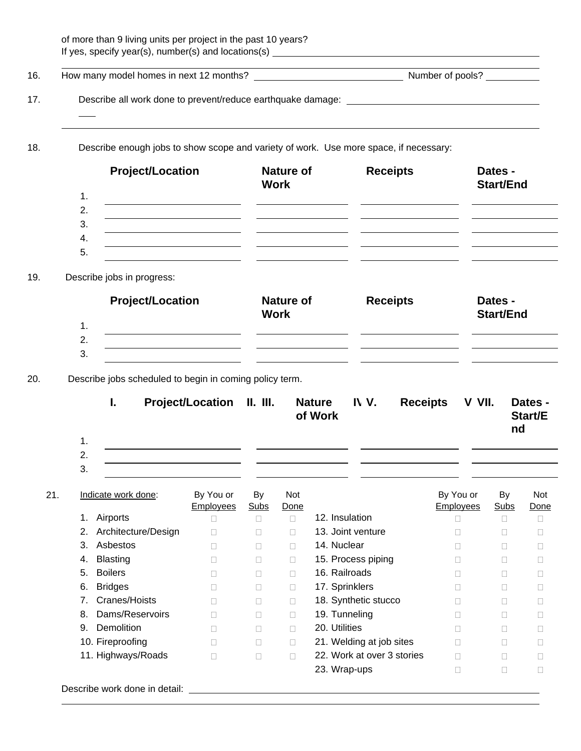of more than 9 living units per project in the past 10 years?
If yes, specify year(s), number(s) and locations(s) ______________________________

______________________________________________________________________

16. How many model homes in next 12 months? ______________________ Number of pools? __________

17. Describe all work done to prevent/reduce earthquake damage: ______________________________

______________________________________________________________________

18. Describe enough jobs to show scope and variety of work. Use more space, if necessary:

| | Project/Location | Nature of Work | Receipts | Dates - Start/End |
|---|---|---|---|---|
| 1. | | | | |
| 2. | | | | |
| 3. | | | | |
| 4. | | | | |
| 5. | | | | |

19. Describe jobs in progress:

| | Project/Location | Nature of Work | Receipts | Dates - Start/End |
|---|---|---|---|---|
| 1. | | | | |
| 2. | | | | |
| 3. | | | | |

20. Describe jobs scheduled to begin in coming policy term.

| | I. Project/Location | II. III. Nature of Work | IV V. Receipts | V VII. Dates - Start/End |
|---|---|---|---|---|
| 1. | | | | |
| 2. | | | | |
| 3. | | | | |

21. Indicate work done:

| Work | By You or Employees | By Subs | Not Done | Work | By You or Employees | By Subs | Not Done |
|---|---|---|---|---|---|---|---|
| 1. Airports | ☐ | ☐ | ☐ | 12. Insulation | ☐ | ☐ | ☐ |
| 2. Architecture/Design | ☐ | ☐ | ☐ | 13. Joint venture | ☐ | ☐ | ☐ |
| 3. Asbestos | ☐ | ☐ | ☐ | 14. Nuclear | ☐ | ☐ | ☐ |
| 4. Blasting | ☐ | ☐ | ☐ | 15. Process piping | ☐ | ☐ | ☐ |
| 5. Boilers | ☐ | ☐ | ☐ | 16. Railroads | ☐ | ☐ | ☐ |
| 6. Bridges | ☐ | ☐ | ☐ | 17. Sprinklers | ☐ | ☐ | ☐ |
| 7. Cranes/Hoists | ☐ | ☐ | ☐ | 18. Synthetic stucco | ☐ | ☐ | ☐ |
| 8. Dams/Reservoirs | ☐ | ☐ | ☐ | 19. Tunneling | ☐ | ☐ | ☐ |
| 9. Demolition | ☐ | ☐ | ☐ | 20. Utilities | ☐ | ☐ | ☐ |
| 10. Fireproofing | ☐ | ☐ | ☐ | 21. Welding at job sites | ☐ | ☐ | ☐ |
| 11. Highways/Roads | ☐ | ☐ | ☐ | 22. Work at over 3 stories | ☐ | ☐ | ☐ |
| | | | | 23. Wrap-ups | ☐ | ☐ | ☐ |

Describe work done in detail: ______________________________________________

______________________________________________________________________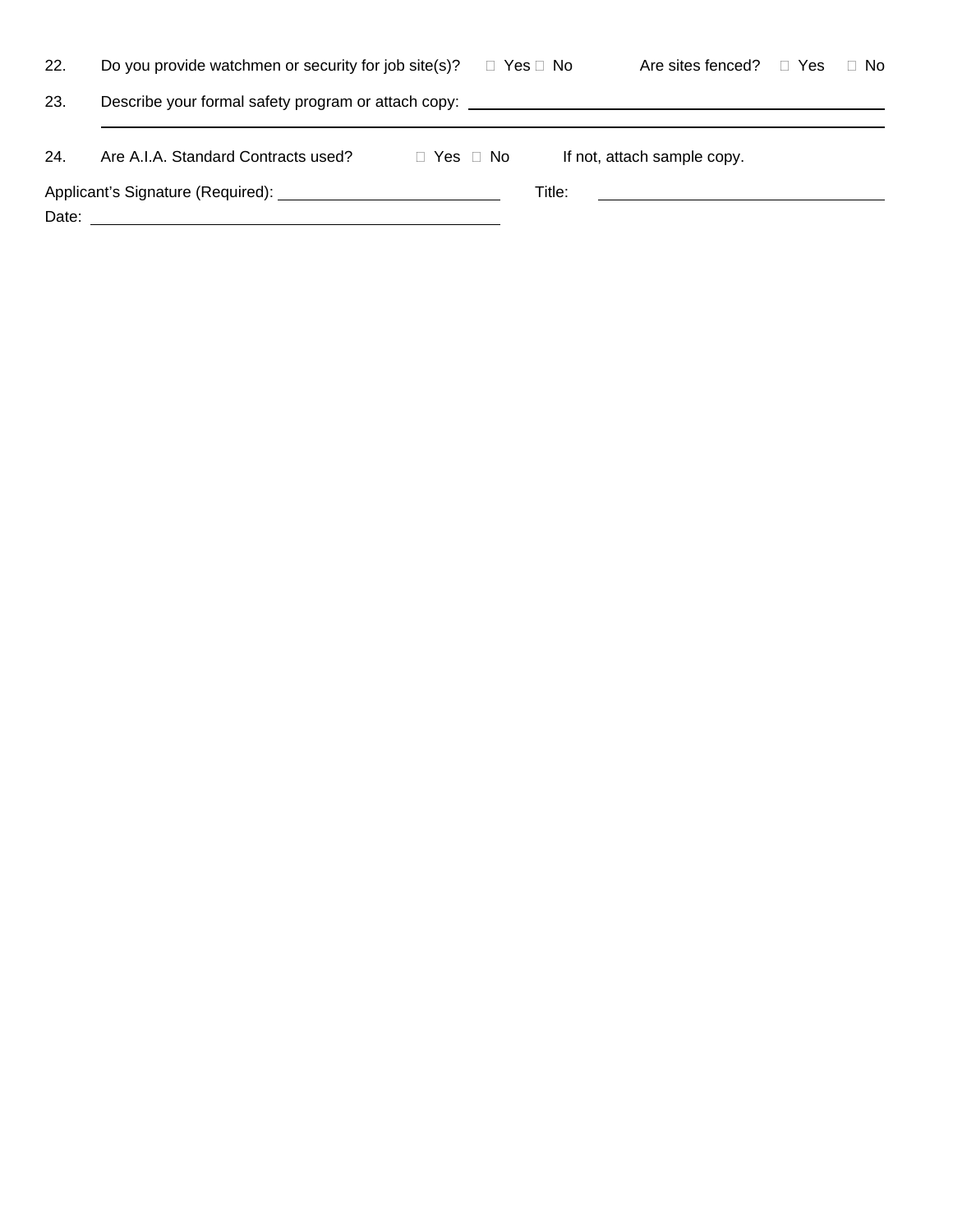22. Do you provide watchmen or security for job site(s)? ☐ Yes ☐ No Are sites fenced? ☐ Yes ☐ No

23. Describe your formal safety program or attach copy: ______________________________________________

______________________________________________________________________________

24. Are A.I.A. Standard Contracts used? ☐ Yes ☐ No If not, attach sample copy.

Applicant's Signature (Required): ______________________ Title: ______________________

Date: ______________________